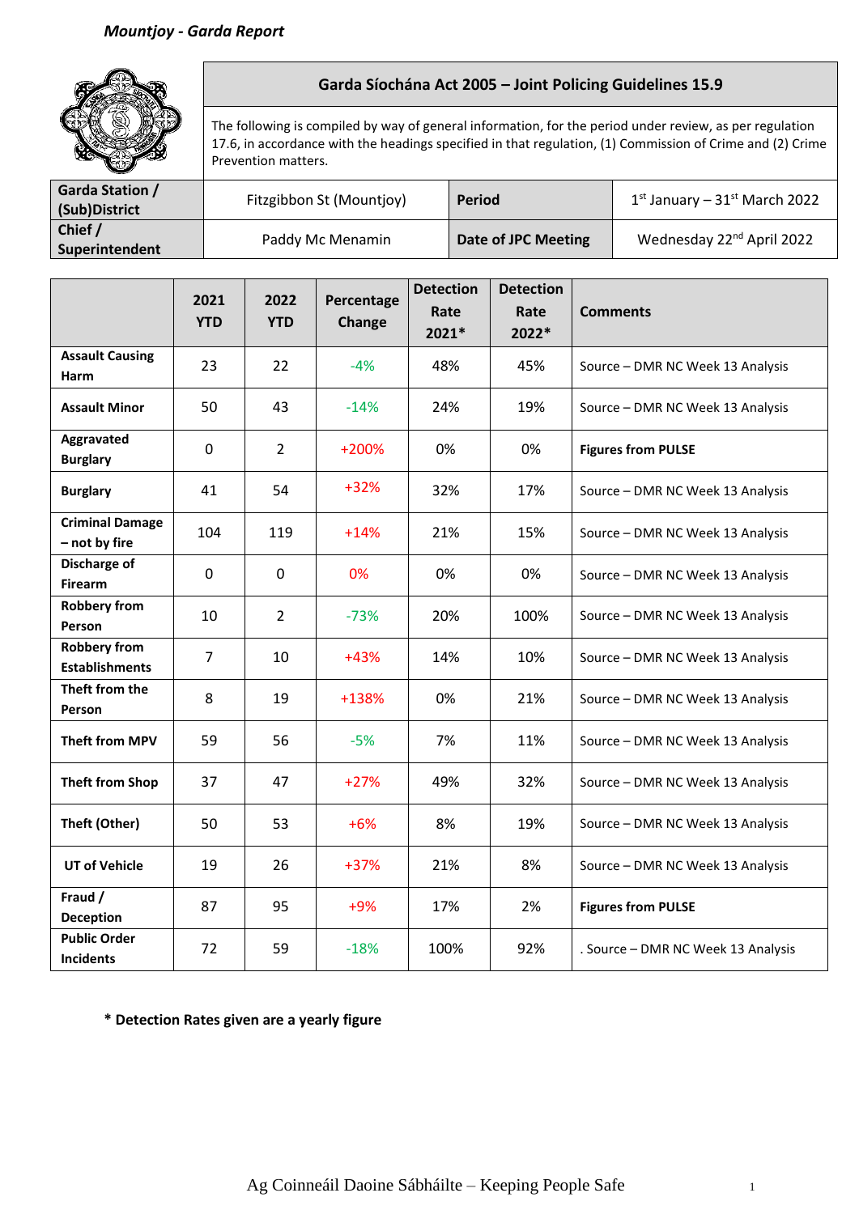*Mountjoy - Garda Report*

| | Garda Síochána Act 2005 – Joint Policing Guidelines 15.9 | | |
|---|---|---|---|
| | The following is compiled by way of general information, for the period under review, as per regulation 17.6, in accordance with the headings specified in that regulation, (1) Commission of Crime and (2) Crime Prevention matters. | | |
| **Garda Station / (Sub)District** | Fitzgibbon St (Mountjoy) | **Period** | 1st January – 31st March 2022 |
| **Chief / Superintendent** | Paddy Mc Menamin | **Date of JPC Meeting** | Wednesday 22nd April 2022 |

| | 2021 YTD | 2022 YTD | Percentage Change | Detection Rate 2021* | Detection Rate 2022* | Comments |
|---|---|---|---|---|---|---|
| **Assault Causing Harm** | 23 | 22 | -4% | 48% | 45% | Source – DMR NC Week 13 Analysis |
| **Assault Minor** | 50 | 43 | -14% | 24% | 19% | Source – DMR NC Week 13 Analysis |
| **Aggravated Burglary** | 0 | 2 | +200% | 0% | 0% | **Figures from PULSE** |
| **Burglary** | 41 | 54 | +32% | 32% | 17% | Source – DMR NC Week 13 Analysis |
| **Criminal Damage – not by fire** | 104 | 119 | +14% | 21% | 15% | Source – DMR NC Week 13 Analysis |
| **Discharge of Firearm** | 0 | 0 | 0% | 0% | 0% | Source – DMR NC Week 13 Analysis |
| **Robbery from Person** | 10 | 2 | -73% | 20% | 100% | Source – DMR NC Week 13 Analysis |
| **Robbery from Establishments** | 7 | 10 | +43% | 14% | 10% | Source – DMR NC Week 13 Analysis |
| **Theft from the Person** | 8 | 19 | +138% | 0% | 21% | Source – DMR NC Week 13 Analysis |
| **Theft from MPV** | 59 | 56 | -5% | 7% | 11% | Source – DMR NC Week 13 Analysis |
| **Theft from Shop** | 37 | 47 | +27% | 49% | 32% | Source – DMR NC Week 13 Analysis |
| **Theft (Other)** | 50 | 53 | +6% | 8% | 19% | Source – DMR NC Week 13 Analysis |
| **UT of Vehicle** | 19 | 26 | +37% | 21% | 8% | Source – DMR NC Week 13 Analysis |
| **Fraud / Deception** | 87 | 95 | +9% | 17% | 2% | **Figures from PULSE** |
| **Public Order Incidents** | 72 | 59 | -18% | 100% | 92% | . Source – DMR NC Week 13 Analysis |

**\* Detection Rates given are a yearly figure**

Ag Coinneáil Daoine Sábháilte – Keeping People Safe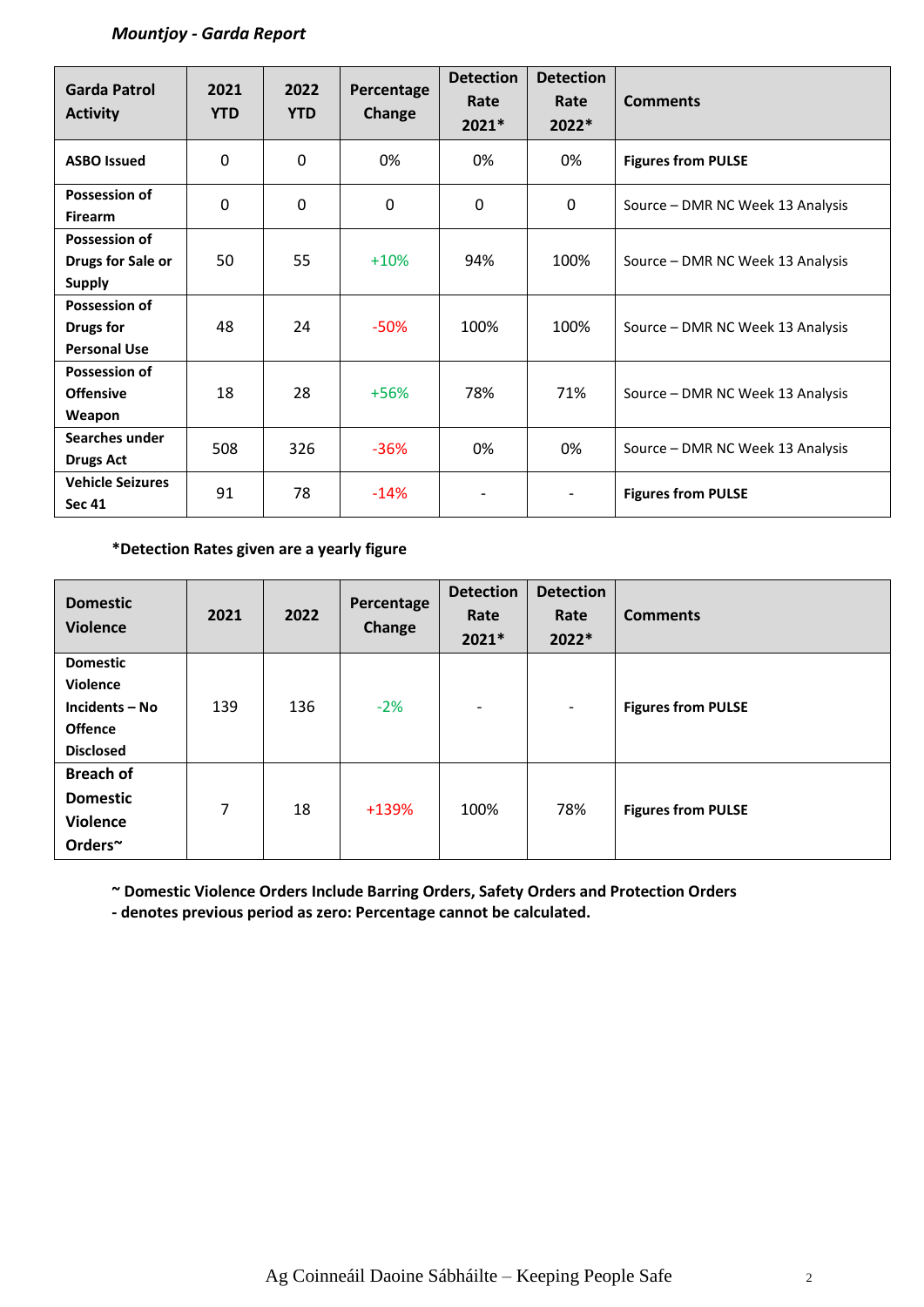***Mountjoy - Garda Report***

| Garda Patrol Activity | 2021 YTD | 2022 YTD | Percentage Change | Detection Rate 2021* | Detection Rate 2022* | Comments |
|---|---|---|---|---|---|---|
| **ASBO Issued** | 0 | 0 | 0% | 0% | 0% | **Figures from PULSE** |
| **Possession of Firearm** | 0 | 0 | 0 | 0 | 0 | Source – DMR NC Week 13 Analysis |
| **Possession of Drugs for Sale or Supply** | 50 | 55 | +10% | 94% | 100% | Source – DMR NC Week 13 Analysis |
| **Possession of Drugs for Personal Use** | 48 | 24 | -50% | 100% | 100% | Source – DMR NC Week 13 Analysis |
| **Possession of Offensive Weapon** | 18 | 28 | +56% | 78% | 71% | Source – DMR NC Week 13 Analysis |
| **Searches under Drugs Act** | 508 | 326 | -36% | 0% | 0% | Source – DMR NC Week 13 Analysis |
| **Vehicle Seizures Sec 41** | 91 | 78 | -14% | - | - | **Figures from PULSE** |

**\*Detection Rates given are a yearly figure**

| Domestic Violence | 2021 | 2022 | Percentage Change | Detection Rate 2021* | Detection Rate 2022* | Comments |
|---|---|---|---|---|---|---|
| **Domestic Violence Incidents – No Offence Disclosed** | 139 | 136 | -2% | - | - | **Figures from PULSE** |
| **Breach of Domestic Violence Orders~** | 7 | 18 | +139% | 100% | 78% | **Figures from PULSE** |

**~ Domestic Violence Orders Include Barring Orders, Safety Orders and Protection Orders**
**- denotes previous period as zero: Percentage cannot be calculated.**

Ag Coinneáil Daoine Sábháilte – Keeping People Safe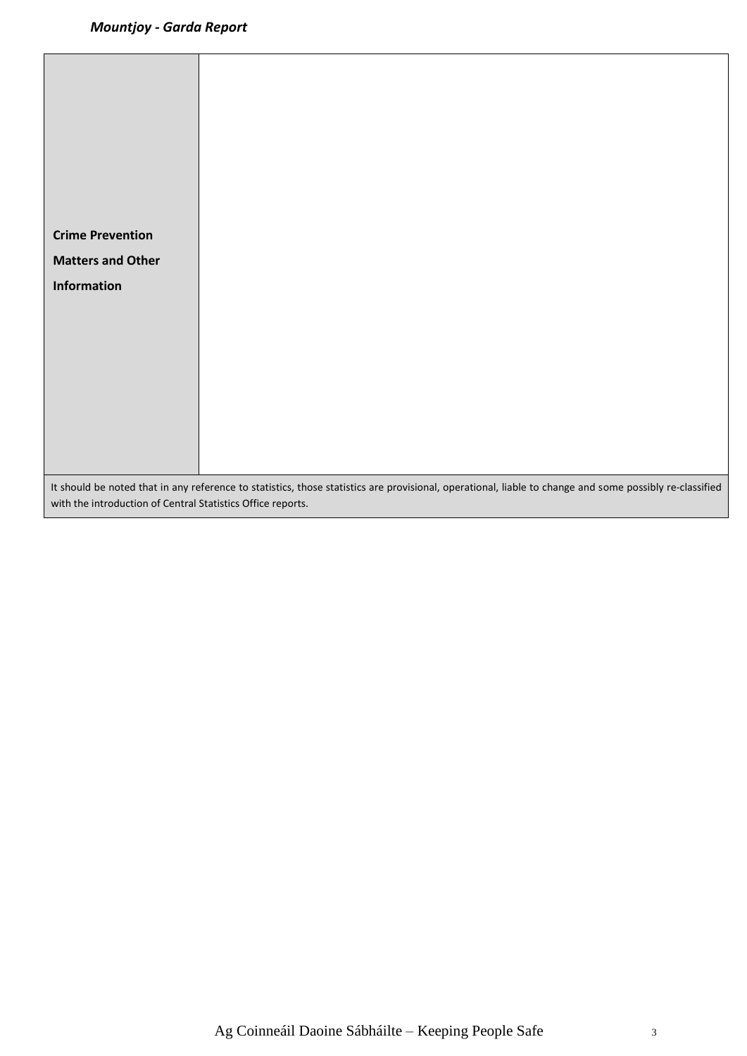| | |
|---|---|
| **Crime Prevention Matters and Other Information** | |
| It should be noted that in any reference to statistics, those statistics are provisional, operational, liable to change and some possibly re-classified with the introduction of Central Statistics Office reports. | |